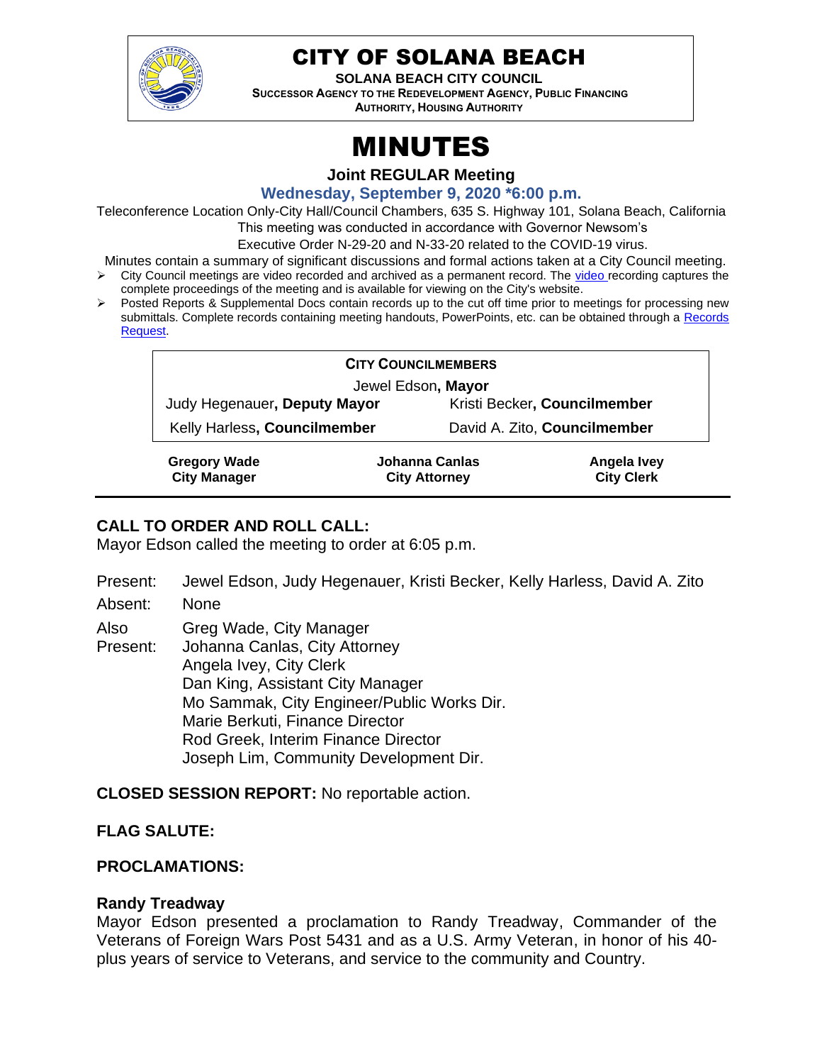# CITY OF SOLANA BEACH

**SOLANA BEACH CITY COUNCIL**
**SUCCESSOR AGENCY TO THE REDEVELOPMENT AGENCY, PUBLIC FINANCING AUTHORITY, HOUSING AUTHORITY**

# MINUTES

**Joint REGULAR Meeting**

**Wednesday, September 9, 2020 *6:00 p.m.**

Teleconference Location Only-City Hall/Council Chambers, 635 S. Highway 101, Solana Beach, California
This meeting was conducted in accordance with Governor Newsom's Executive Order N-29-20 and N-33-20 related to the COVID-19 virus.

Minutes contain a summary of significant discussions and formal actions taken at a City Council meeting.

- City Council meetings are video recorded and archived as a permanent record. The [video](video) recording captures the complete proceedings of the meeting and is available for viewing on the City's website.
- Posted Reports & Supplemental Docs contain records up to the cut off time prior to meetings for processing new submittals. Complete records containing meeting handouts, PowerPoints, etc. can be obtained through a [Records Request](Records Request).

**CITY COUNCILMEMBERS**

Jewel Edson, **Mayor**

| | |
|---|---|
| Judy Hegenauer, **Deputy Mayor** | Kristi Becker, **Councilmember** |
| Kelly Harless, **Councilmember** | David A. Zito, **Councilmember** |

| | | |
|---|---|---|
| **Gregory Wade** | **Johanna Canlas** | **Angela Ivey** |
| **City Manager** | **City Attorney** | **City Clerk** |

## CALL TO ORDER AND ROLL CALL:

Mayor Edson called the meeting to order at 6:05 p.m.

Present: Jewel Edson, Judy Hegenauer, Kristi Becker, Kelly Harless, David A. Zito

Absent: None

Also Present:
Greg Wade, City Manager
Johanna Canlas, City Attorney
Angela Ivey, City Clerk
Dan King, Assistant City Manager
Mo Sammak, City Engineer/Public Works Dir.
Marie Berkuti, Finance Director
Rod Greek, Interim Finance Director
Joseph Lim, Community Development Dir.

**CLOSED SESSION REPORT:** No reportable action.

**FLAG SALUTE:**

**PROCLAMATIONS:**

### Randy Treadway

Mayor Edson presented a proclamation to Randy Treadway, Commander of the Veterans of Foreign Wars Post 5431 and as a U.S. Army Veteran, in honor of his 40-plus years of service to Veterans, and service to the community and Country.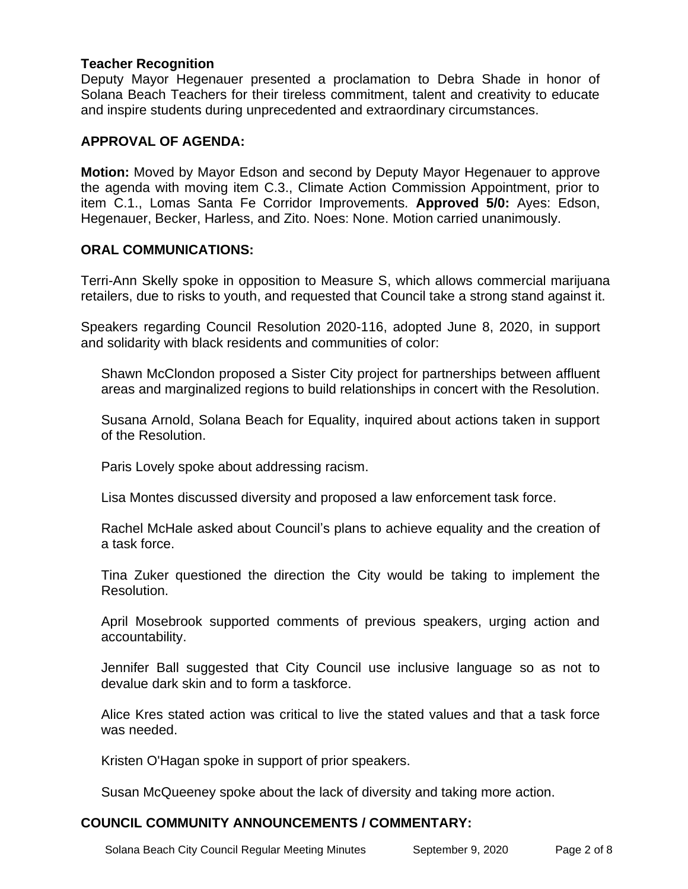**Teacher Recognition**
Deputy Mayor Hegenauer presented a proclamation to Debra Shade in honor of Solana Beach Teachers for their tireless commitment, talent and creativity to educate and inspire students during unprecedented and extraordinary circumstances.

## APPROVAL OF AGENDA:

**Motion:** Moved by Mayor Edson and second by Deputy Mayor Hegenauer to approve the agenda with moving item C.3., Climate Action Commission Appointment, prior to item C.1., Lomas Santa Fe Corridor Improvements. **Approved 5/0:** Ayes: Edson, Hegenauer, Becker, Harless, and Zito. Noes: None. Motion carried unanimously.

## ORAL COMMUNICATIONS:

Terri-Ann Skelly spoke in opposition to Measure S, which allows commercial marijuana retailers, due to risks to youth, and requested that Council take a strong stand against it.

Speakers regarding Council Resolution 2020-116, adopted June 8, 2020, in support and solidarity with black residents and communities of color:

> Shawn McClondon proposed a Sister City project for partnerships between affluent areas and marginalized regions to build relationships in concert with the Resolution.
>
> Susana Arnold, Solana Beach for Equality, inquired about actions taken in support of the Resolution.
>
> Paris Lovely spoke about addressing racism.
>
> Lisa Montes discussed diversity and proposed a law enforcement task force.
>
> Rachel McHale asked about Council's plans to achieve equality and the creation of a task force.
>
> Tina Zuker questioned the direction the City would be taking to implement the Resolution.
>
> April Mosebrook supported comments of previous speakers, urging action and accountability.
>
> Jennifer Ball suggested that City Council use inclusive language so as not to devalue dark skin and to form a taskforce.
>
> Alice Kres stated action was critical to live the stated values and that a task force was needed.
>
> Kristen O'Hagan spoke in support of prior speakers.
>
> Susan McQueeney spoke about the lack of diversity and taking more action.

## COUNCIL COMMUNITY ANNOUNCEMENTS / COMMENTARY: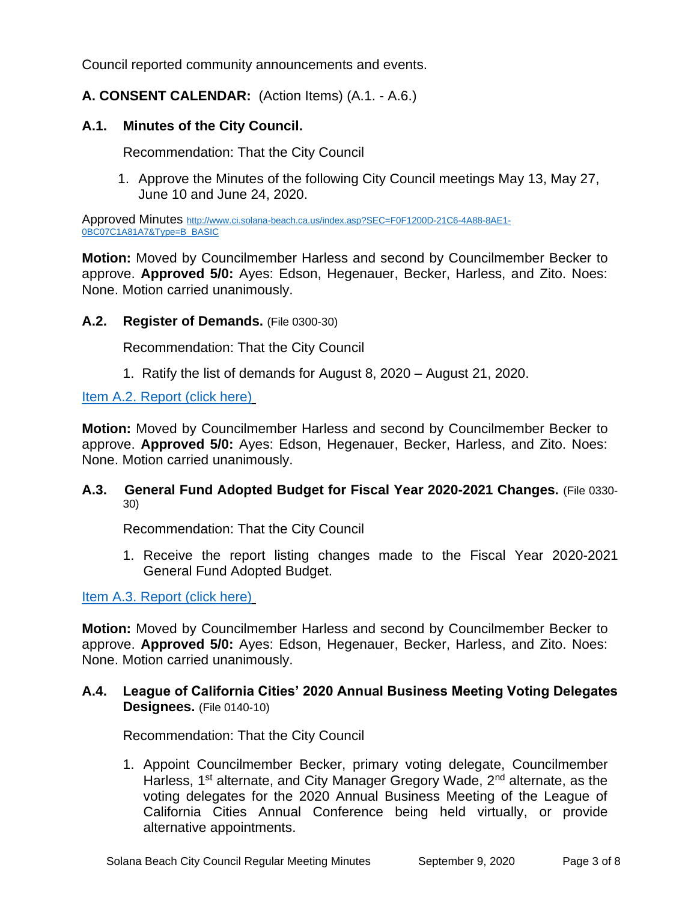Council reported community announcements and events.

## A. CONSENT CALENDAR: (Action Items) (A.1. - A.6.)

### A.1. Minutes of the City Council.

Recommendation: That the City Council

1. Approve the Minutes of the following City Council meetings May 13, May 27, June 10 and June 24, 2020.

Approved Minutes [http://www.ci.solana-beach.ca.us/index.asp?SEC=F0F1200D-21C6-4A88-8AE1-0BC07C1A81A7&Type=B_BASIC](http://www.ci.solana-beach.ca.us/index.asp?SEC=F0F1200D-21C6-4A88-8AE1-0BC07C1A81A7&Type=B_BASIC)

**Motion:** Moved by Councilmember Harless and second by Councilmember Becker to approve. **Approved 5/0:** Ayes: Edson, Hegenauer, Becker, Harless, and Zito. Noes: None. Motion carried unanimously.

### A.2. Register of Demands. (File 0300-30)

Recommendation: That the City Council

1. Ratify the list of demands for August 8, 2020 – August 21, 2020.

Item A.2. Report (click here)

**Motion:** Moved by Councilmember Harless and second by Councilmember Becker to approve. **Approved 5/0:** Ayes: Edson, Hegenauer, Becker, Harless, and Zito. Noes: None. Motion carried unanimously.

### A.3. General Fund Adopted Budget for Fiscal Year 2020-2021 Changes. (File 0330-30)

Recommendation: That the City Council

1. Receive the report listing changes made to the Fiscal Year 2020-2021 General Fund Adopted Budget.

Item A.3. Report (click here)

**Motion:** Moved by Councilmember Harless and second by Councilmember Becker to approve. **Approved 5/0:** Ayes: Edson, Hegenauer, Becker, Harless, and Zito. Noes: None. Motion carried unanimously.

### A.4. League of California Cities' 2020 Annual Business Meeting Voting Delegates Designees. (File 0140-10)

Recommendation: That the City Council

1. Appoint Councilmember Becker, primary voting delegate, Councilmember Harless, 1st alternate, and City Manager Gregory Wade, 2nd alternate, as the voting delegates for the 2020 Annual Business Meeting of the League of California Cities Annual Conference being held virtually, or provide alternative appointments.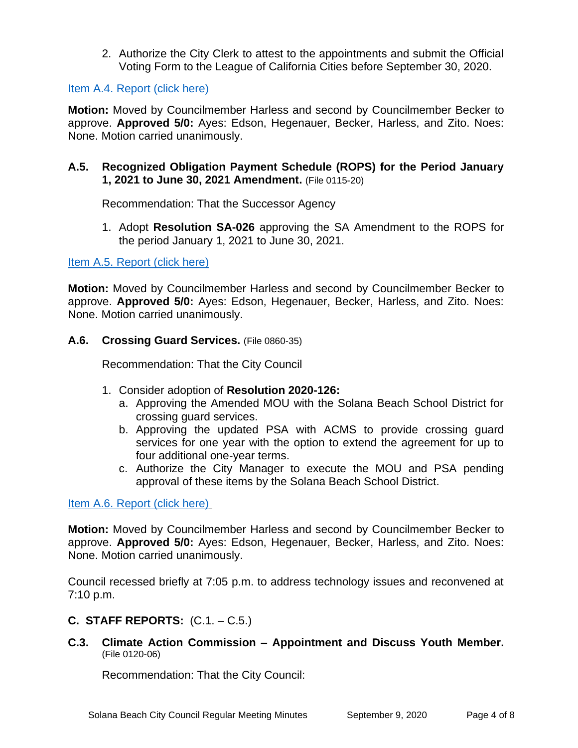2. Authorize the City Clerk to attest to the appointments and submit the Official Voting Form to the League of California Cities before September 30, 2020.

Item A.4. Report (click here)

**Motion:** Moved by Councilmember Harless and second by Councilmember Becker to approve. **Approved 5/0:** Ayes: Edson, Hegenauer, Becker, Harless, and Zito. Noes: None. Motion carried unanimously.

**A.5. Recognized Obligation Payment Schedule (ROPS) for the Period January 1, 2021 to June 30, 2021 Amendment.** (File 0115-20)

Recommendation: That the Successor Agency

1. Adopt **Resolution SA-026** approving the SA Amendment to the ROPS for the period January 1, 2021 to June 30, 2021.

Item A.5. Report (click here)

**Motion:** Moved by Councilmember Harless and second by Councilmember Becker to approve. **Approved 5/0:** Ayes: Edson, Hegenauer, Becker, Harless, and Zito. Noes: None. Motion carried unanimously.

**A.6. Crossing Guard Services.** (File 0860-35)

Recommendation: That the City Council

1. Consider adoption of **Resolution 2020-126:**
   a. Approving the Amended MOU with the Solana Beach School District for crossing guard services.
   b. Approving the updated PSA with ACMS to provide crossing guard services for one year with the option to extend the agreement for up to four additional one-year terms.
   c. Authorize the City Manager to execute the MOU and PSA pending approval of these items by the Solana Beach School District.

Item A.6. Report (click here)

**Motion:** Moved by Councilmember Harless and second by Councilmember Becker to approve. **Approved 5/0:** Ayes: Edson, Hegenauer, Becker, Harless, and Zito. Noes: None. Motion carried unanimously.

Council recessed briefly at 7:05 p.m. to address technology issues and reconvened at 7:10 p.m.

**C. STAFF REPORTS:** (C.1. – C.5.)

**C.3. Climate Action Commission – Appointment and Discuss Youth Member.** (File 0120-06)

Recommendation: That the City Council: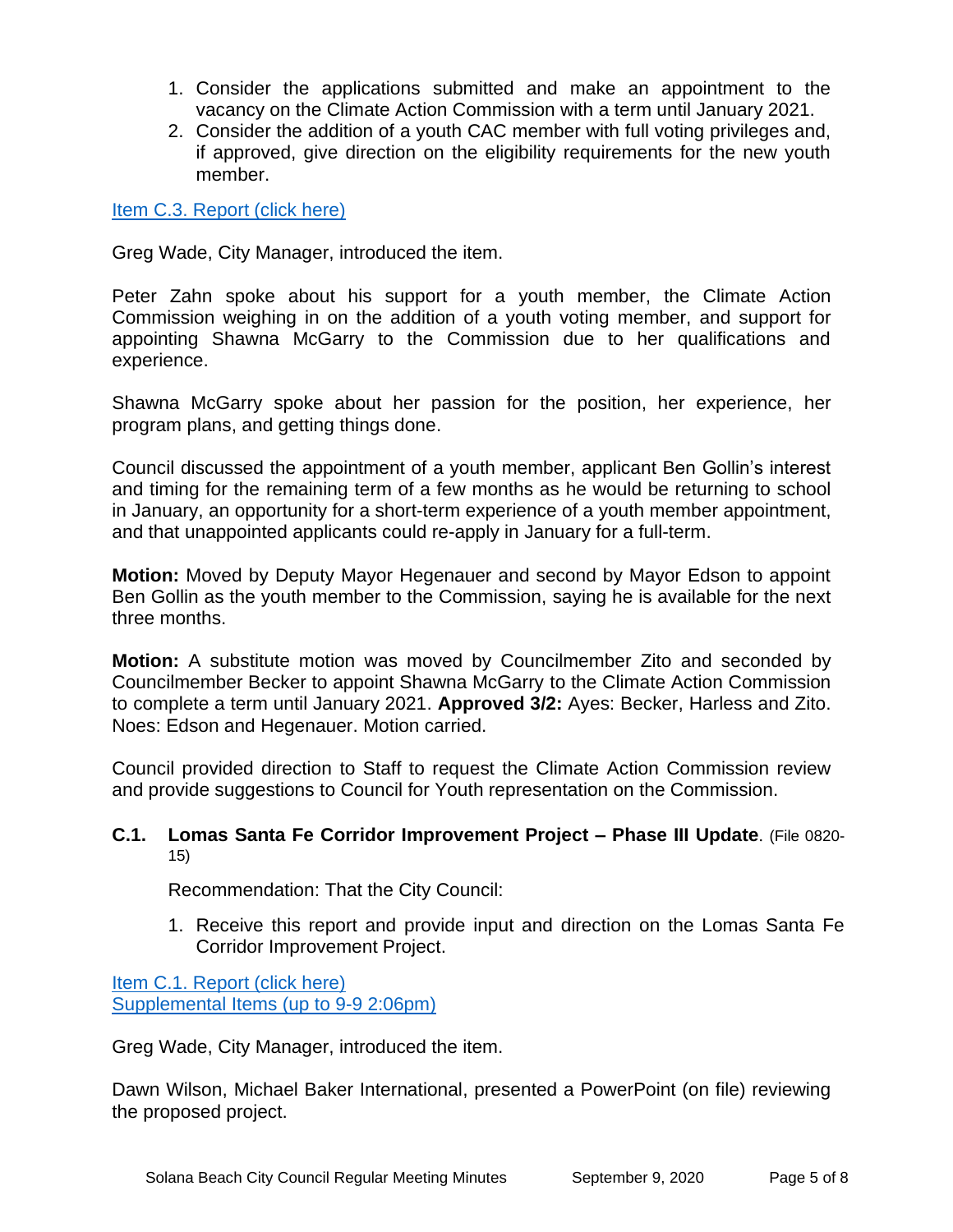1. Consider the applications submitted and make an appointment to the vacancy on the Climate Action Commission with a term until January 2021.
2. Consider the addition of a youth CAC member with full voting privileges and, if approved, give direction on the eligibility requirements for the new youth member.

Item C.3. Report (click here)

Greg Wade, City Manager, introduced the item.

Peter Zahn spoke about his support for a youth member, the Climate Action Commission weighing in on the addition of a youth voting member, and support for appointing Shawna McGarry to the Commission due to her qualifications and experience.

Shawna McGarry spoke about her passion for the position, her experience, her program plans, and getting things done.

Council discussed the appointment of a youth member, applicant Ben Gollin's interest and timing for the remaining term of a few months as he would be returning to school in January, an opportunity for a short-term experience of a youth member appointment, and that unappointed applicants could re-apply in January for a full-term.

**Motion:** Moved by Deputy Mayor Hegenauer and second by Mayor Edson to appoint Ben Gollin as the youth member to the Commission, saying he is available for the next three months.

**Motion:** A substitute motion was moved by Councilmember Zito and seconded by Councilmember Becker to appoint Shawna McGarry to the Climate Action Commission to complete a term until January 2021. **Approved 3/2:** Ayes: Becker, Harless and Zito. Noes: Edson and Hegenauer. Motion carried.

Council provided direction to Staff to request the Climate Action Commission review and provide suggestions to Council for Youth representation on the Commission.

**C.1. Lomas Santa Fe Corridor Improvement Project – Phase III Update**. (File 0820-15)

Recommendation: That the City Council:

1. Receive this report and provide input and direction on the Lomas Santa Fe Corridor Improvement Project.

Item C.1. Report (click here)
Supplemental Items (up to 9-9 2:06pm)

Greg Wade, City Manager, introduced the item.

Dawn Wilson, Michael Baker International, presented a PowerPoint (on file) reviewing the proposed project.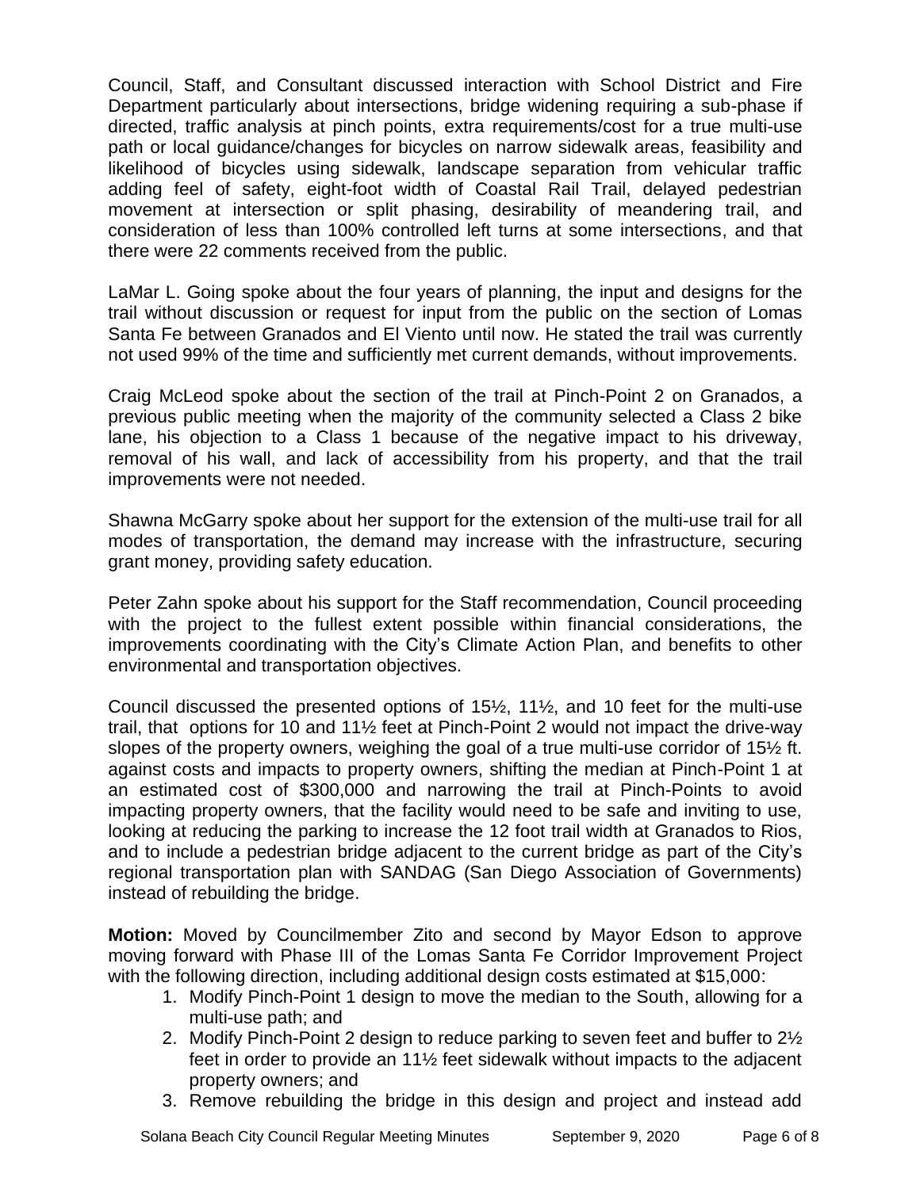Council, Staff, and Consultant discussed interaction with School District and Fire Department particularly about intersections, bridge widening requiring a sub-phase if directed, traffic analysis at pinch points, extra requirements/cost for a true multi-use path or local guidance/changes for bicycles on narrow sidewalk areas, feasibility and likelihood of bicycles using sidewalk, landscape separation from vehicular traffic adding feel of safety, eight-foot width of Coastal Rail Trail, delayed pedestrian movement at intersection or split phasing, desirability of meandering trail, and consideration of less than 100% controlled left turns at some intersections, and that there were 22 comments received from the public.

LaMar L. Going spoke about the four years of planning, the input and designs for the trail without discussion or request for input from the public on the section of Lomas Santa Fe between Granados and El Viento until now. He stated the trail was currently not used 99% of the time and sufficiently met current demands, without improvements.

Craig McLeod spoke about the section of the trail at Pinch-Point 2 on Granados, a previous public meeting when the majority of the community selected a Class 2 bike lane, his objection to a Class 1 because of the negative impact to his driveway, removal of his wall, and lack of accessibility from his property, and that the trail improvements were not needed.

Shawna McGarry spoke about her support for the extension of the multi-use trail for all modes of transportation, the demand may increase with the infrastructure, securing grant money, providing safety education.

Peter Zahn spoke about his support for the Staff recommendation, Council proceeding with the project to the fullest extent possible within financial considerations, the improvements coordinating with the City's Climate Action Plan, and benefits to other environmental and transportation objectives.

Council discussed the presented options of 15½, 11½, and 10 feet for the multi-use trail, that options for 10 and 11½ feet at Pinch-Point 2 would not impact the drive-way slopes of the property owners, weighing the goal of a true multi-use corridor of 15½ ft. against costs and impacts to property owners, shifting the median at Pinch-Point 1 at an estimated cost of $300,000 and narrowing the trail at Pinch-Points to avoid impacting property owners, that the facility would need to be safe and inviting to use, looking at reducing the parking to increase the 12 foot trail width at Granados to Rios, and to include a pedestrian bridge adjacent to the current bridge as part of the City's regional transportation plan with SANDAG (San Diego Association of Governments) instead of rebuilding the bridge.

**Motion:** Moved by Councilmember Zito and second by Mayor Edson to approve moving forward with Phase III of the Lomas Santa Fe Corridor Improvement Project with the following direction, including additional design costs estimated at $15,000:

1. Modify Pinch-Point 1 design to move the median to the South, allowing for a multi-use path; and
2. Modify Pinch-Point 2 design to reduce parking to seven feet and buffer to 2½ feet in order to provide an 11½ feet sidewalk without impacts to the adjacent property owners; and
3. Remove rebuilding the bridge in this design and project and instead add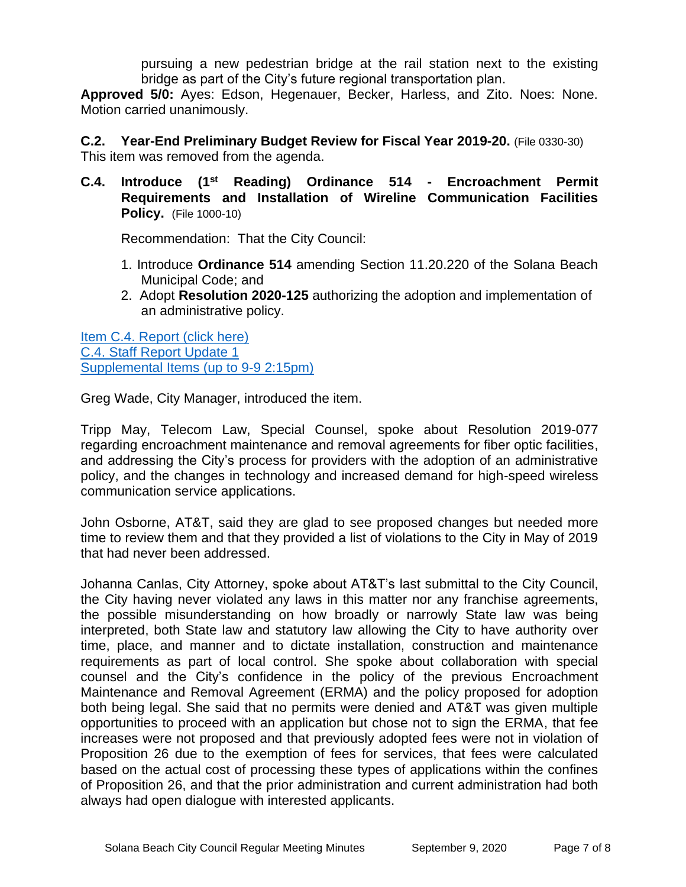pursuing a new pedestrian bridge at the rail station next to the existing bridge as part of the City's future regional transportation plan.

**Approved 5/0:** Ayes: Edson, Hegenauer, Becker, Harless, and Zito. Noes: None. Motion carried unanimously.

**C.2. Year-End Preliminary Budget Review for Fiscal Year 2019-20.** (File 0330-30)
This item was removed from the agenda.

**C.4. Introduce (1st Reading) Ordinance 514 - Encroachment Permit Requirements and Installation of Wireline Communication Facilities Policy.** (File 1000-10)

Recommendation: That the City Council:

1. Introduce **Ordinance 514** amending Section 11.20.220 of the Solana Beach Municipal Code; and
2. Adopt **Resolution 2020-125** authorizing the adoption and implementation of an administrative policy.

Item C.4. Report (click here)
C.4. Staff Report Update 1
Supplemental Items (up to 9-9 2:15pm)

Greg Wade, City Manager, introduced the item.

Tripp May, Telecom Law, Special Counsel, spoke about Resolution 2019-077 regarding encroachment maintenance and removal agreements for fiber optic facilities, and addressing the City's process for providers with the adoption of an administrative policy, and the changes in technology and increased demand for high-speed wireless communication service applications.

John Osborne, AT&T, said they are glad to see proposed changes but needed more time to review them and that they provided a list of violations to the City in May of 2019 that had never been addressed.

Johanna Canlas, City Attorney, spoke about AT&T's last submittal to the City Council, the City having never violated any laws in this matter nor any franchise agreements, the possible misunderstanding on how broadly or narrowly State law was being interpreted, both State law and statutory law allowing the City to have authority over time, place, and manner and to dictate installation, construction and maintenance requirements as part of local control. She spoke about collaboration with special counsel and the City's confidence in the policy of the previous Encroachment Maintenance and Removal Agreement (ERMA) and the policy proposed for adoption both being legal. She said that no permits were denied and AT&T was given multiple opportunities to proceed with an application but chose not to sign the ERMA, that fee increases were not proposed and that previously adopted fees were not in violation of Proposition 26 due to the exemption of fees for services, that fees were calculated based on the actual cost of processing these types of applications within the confines of Proposition 26, and that the prior administration and current administration had both always had open dialogue with interested applicants.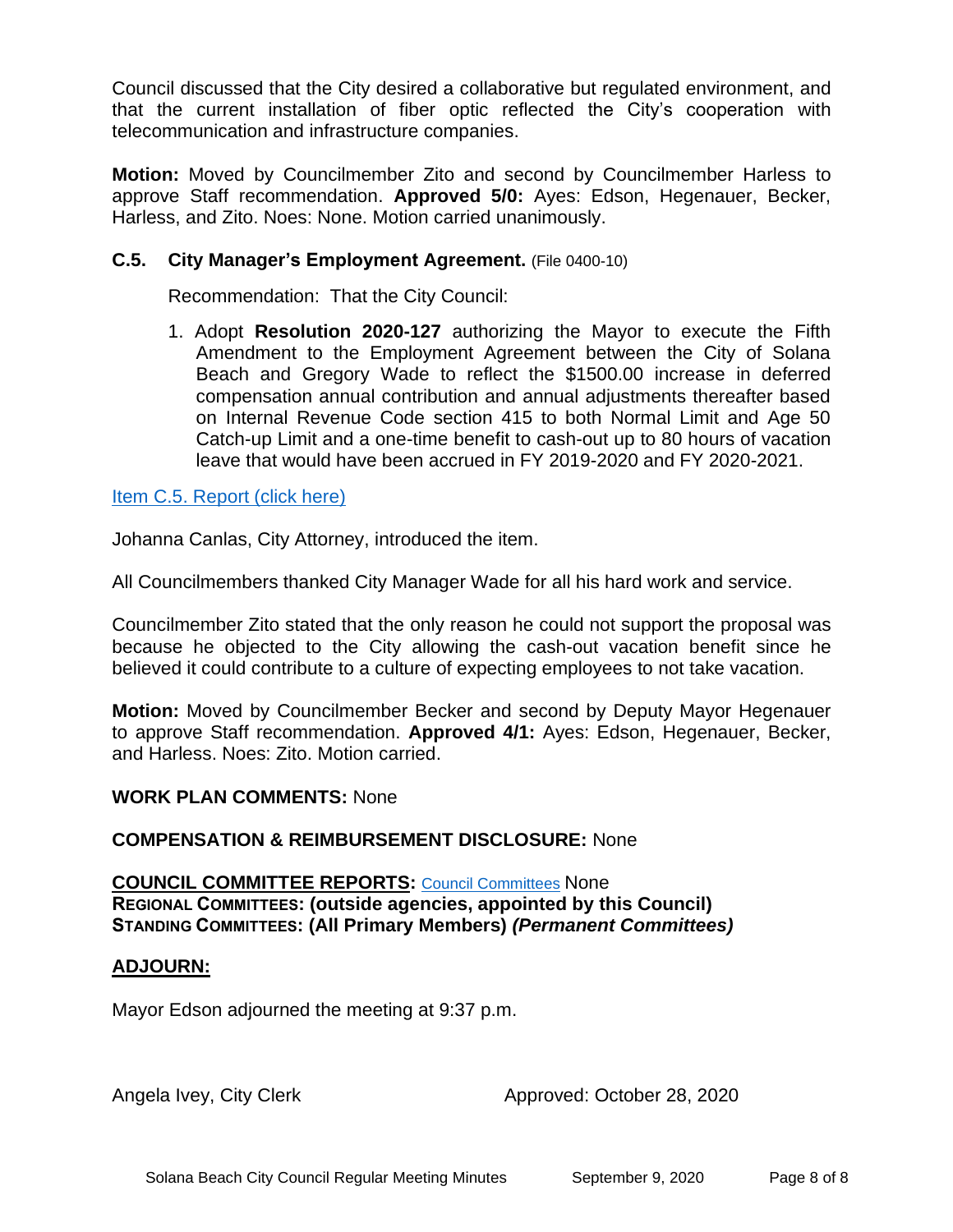Council discussed that the City desired a collaborative but regulated environment, and that the current installation of fiber optic reflected the City's cooperation with telecommunication and infrastructure companies.

**Motion:** Moved by Councilmember Zito and second by Councilmember Harless to approve Staff recommendation. **Approved 5/0:** Ayes: Edson, Hegenauer, Becker, Harless, and Zito. Noes: None. Motion carried unanimously.

### C.5. City Manager's Employment Agreement. (File 0400-10)

Recommendation: That the City Council:

1. Adopt **Resolution 2020-127** authorizing the Mayor to execute the Fifth Amendment to the Employment Agreement between the City of Solana Beach and Gregory Wade to reflect the $1500.00 increase in deferred compensation annual contribution and annual adjustments thereafter based on Internal Revenue Code section 415 to both Normal Limit and Age 50 Catch-up Limit and a one-time benefit to cash-out up to 80 hours of vacation leave that would have been accrued in FY 2019-2020 and FY 2020-2021.

Item C.5. Report (click here)

Johanna Canlas, City Attorney, introduced the item.

All Councilmembers thanked City Manager Wade for all his hard work and service.

Councilmember Zito stated that the only reason he could not support the proposal was because he objected to the City allowing the cash-out vacation benefit since he believed it could contribute to a culture of expecting employees to not take vacation.

**Motion:** Moved by Councilmember Becker and second by Deputy Mayor Hegenauer to approve Staff recommendation. **Approved 4/1:** Ayes: Edson, Hegenauer, Becker, and Harless. Noes: Zito. Motion carried.

**WORK PLAN COMMENTS:** None

**COMPENSATION & REIMBURSEMENT DISCLOSURE:** None

**COUNCIL COMMITTEE REPORTS:** Council Committees None
**REGIONAL COMMITTEES: (outside agencies, appointed by this Council)**
**STANDING COMMITTEES: (All Primary Members)** ***(Permanent Committees)***

## ADJOURN:

Mayor Edson adjourned the meeting at 9:37 p.m.

Angela Ivey, City Clerk                Approved: October 28, 2020